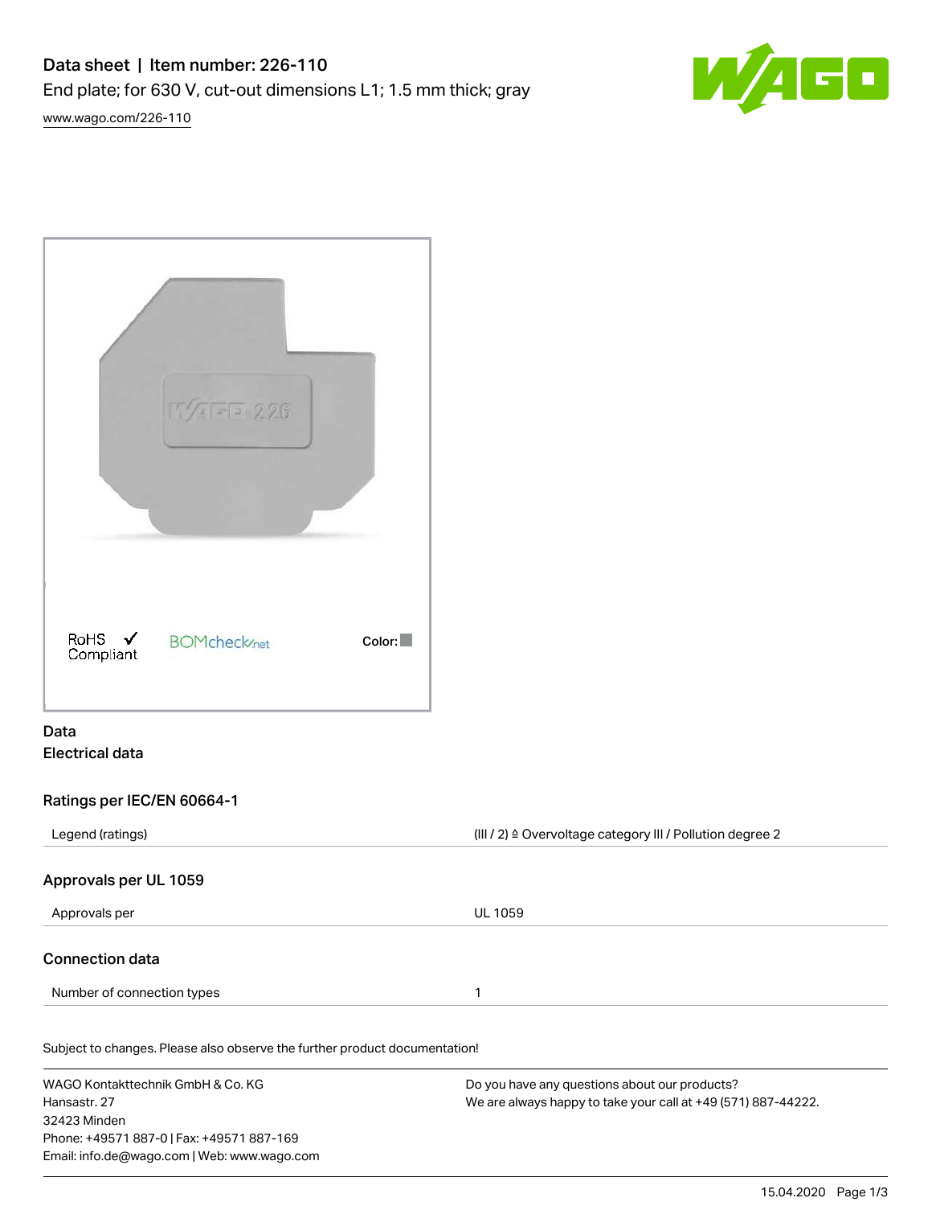# Data sheet | Item number: 226-110

End plate; for 630 V, cut-out dimensions L1; 1.5 mm thick; gray

www.wago.com/226-110

RoHS Compliant

BOMcheck.net

Color:

## Data

### Electrical data

#### Ratings per IEC/EN 60664-1

| | |
|---|---|
| Legend (ratings) | (III / 2) ≙ Overvoltage category III / Pollution degree 2 |

#### Approvals per UL 1059

| | |
|---|---|
| Approvals per | UL 1059 |

#### Connection data

| | |
|---|---|
| Number of connection types | 1 |

Subject to changes. Please also observe the further product documentation!

WAGO Kontakttechnik GmbH & Co. KG
Hansastr. 27
32423 Minden
Phone: +49571 887-0 | Fax: +49571 887-169
Email: info.de@wago.com | Web: www.wago.com

Do you have any questions about our products?
We are always happy to take your call at +49 (571) 887-44222.

15.04.2020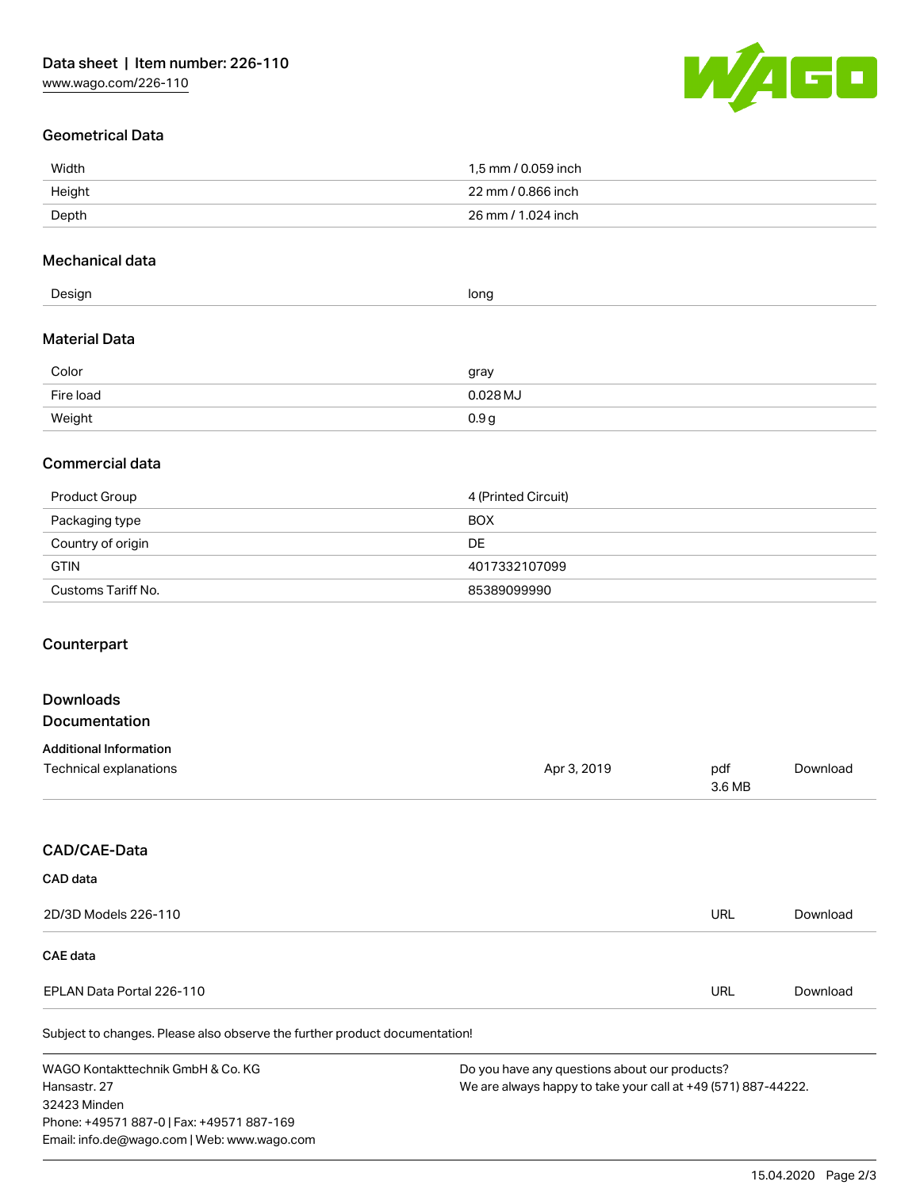## Geometrical Data

| | |
|---|---|
| Width | 1,5 mm / 0.059 inch |
| Height | 22 mm / 0.866 inch |
| Depth | 26 mm / 1.024 inch |

## Mechanical data

| | |
|---|---|
| Design | long |

## Material Data

| | |
|---|---|
| Color | gray |
| Fire load | 0.028 MJ |
| Weight | 0.9 g |

## Commercial data

| | |
|---|---|
| Product Group | 4 (Printed Circuit) |
| Packaging type | BOX |
| Country of origin | DE |
| GTIN | 4017332107099 |
| Customs Tariff No. | 85389099990 |

## Counterpart

## Downloads
## Documentation

### Additional Information

| | | | |
|---|---|---|---|
| Technical explanations | Apr 3, 2019 | pdf 3.6 MB | Download |

## CAD/CAE-Data

### CAD data

| | | |
|---|---|---|
| 2D/3D Models 226-110 | URL | Download |

### CAE data

| | | |
|---|---|---|
| EPLAN Data Portal 226-110 | URL | Download |

Subject to changes. Please also observe the further product documentation!

WAGO Kontakttechnik GmbH & Co. KG
Hansastr. 27
32423 Minden
Phone: +49571 887-0 | Fax: +49571 887-169
Email: info.de@wago.com | Web: www.wago.com

Do you have any questions about our products?
We are always happy to take your call at +49 (571) 887-44222.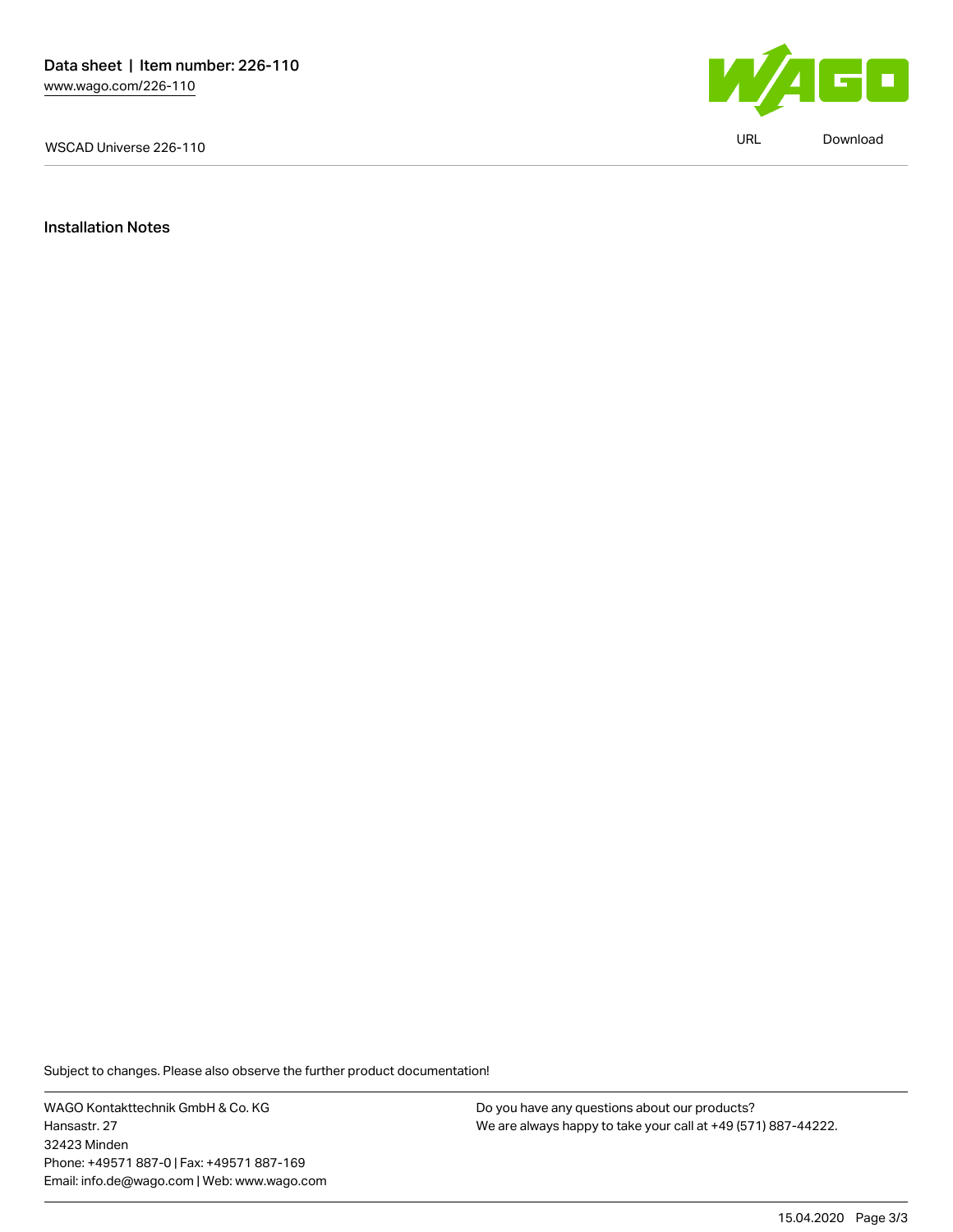WSCAD Universe 226-110

URL Download

## Installation Notes

Subject to changes. Please also observe the further product documentation!

WAGO Kontakttechnik GmbH & Co. KG
Hansastr. 27
32423 Minden
Phone: +49571 887-0 | Fax: +49571 887-169
Email: info.de@wago.com | Web: www.wago.com

Do you have any questions about our products?
We are always happy to take your call at +49 (571) 887-44222.